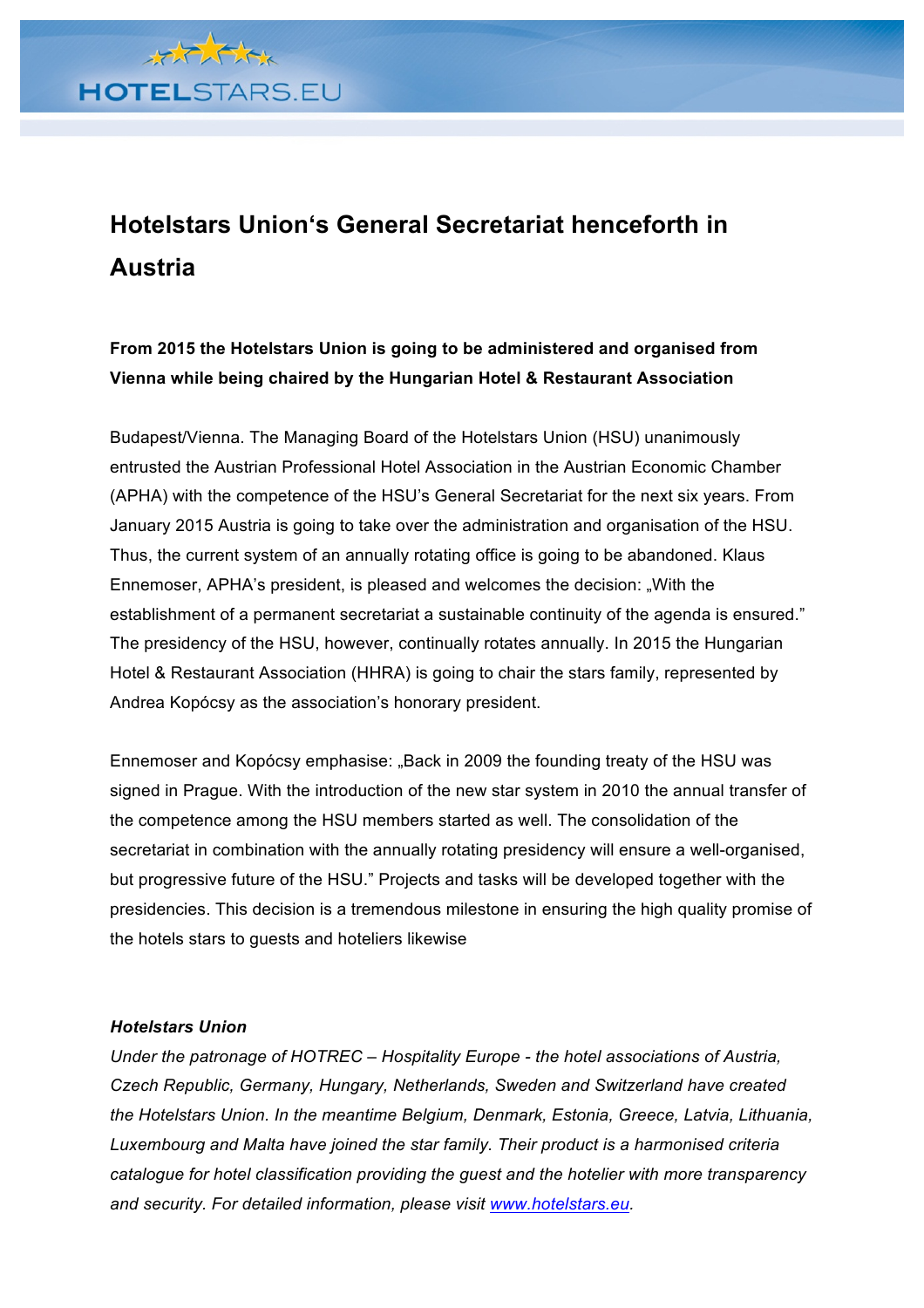# Hotelstars Union‘s General Secretariat henceforth in Austria

**From 2015 the Hotelstars Union is going to be administered and organised from Vienna while being chaired by the Hungarian Hotel & Restaurant Association**

Budapest/Vienna. The Managing Board of the Hotelstars Union (HSU) unanimously entrusted the Austrian Professional Hotel Association in the Austrian Economic Chamber (APHA) with the competence of the HSU’s General Secretariat for the next six years. From January 2015 Austria is going to take over the administration and organisation of the HSU. Thus, the current system of an annually rotating office is going to be abandoned. Klaus Ennemoser, APHA’s president, is pleased and welcomes the decision: „With the establishment of a permanent secretariat a sustainable continuity of the agenda is ensured.” The presidency of the HSU, however, continually rotates annually. In 2015 the Hungarian Hotel & Restaurant Association (HHRA) is going to chair the stars family, represented by Andrea Kopócsy as the association’s honorary president.

Ennemoser and Kopócsy emphasise: „Back in 2009 the founding treaty of the HSU was signed in Prague. With the introduction of the new star system in 2010 the annual transfer of the competence among the HSU members started as well. The consolidation of the secretariat in combination with the annually rotating presidency will ensure a well-organised, but progressive future of the HSU.” Projects and tasks will be developed together with the presidencies. This decision is a tremendous milestone in ensuring the high quality promise of the hotels stars to guests and hoteliers likewise

***Hotelstars Union***

*Under the patronage of HOTREC – Hospitality Europe - the hotel associations of Austria, Czech Republic, Germany, Hungary, Netherlands, Sweden and Switzerland have created the Hotelstars Union. In the meantime Belgium, Denmark, Estonia, Greece, Latvia, Lithuania, Luxembourg and Malta have joined the star family. Their product is a harmonised criteria catalogue for hotel classification providing the guest and the hotelier with more transparency and security. For detailed information, please visit [www.hotelstars.eu](http://www.hotelstars.eu).*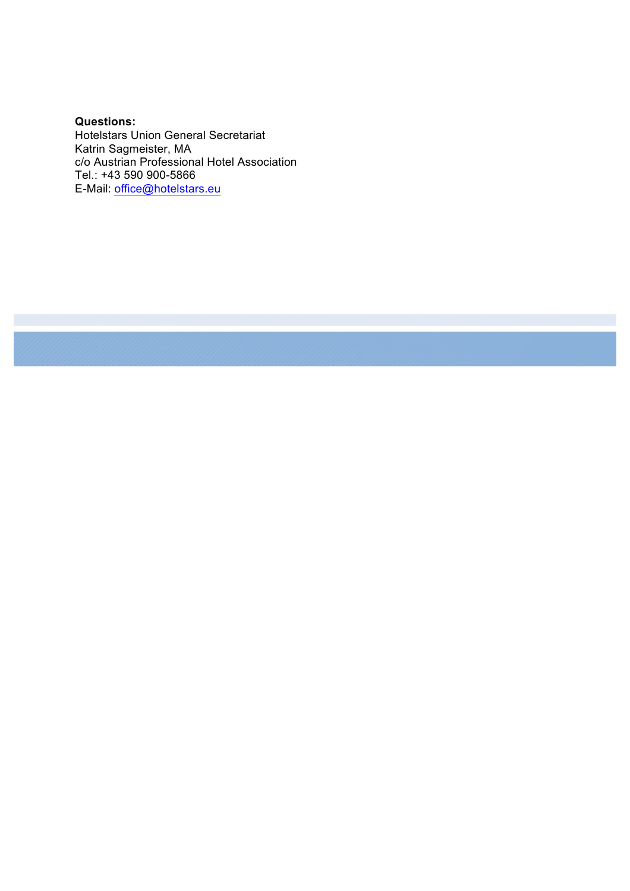**Questions:**
Hotelstars Union General Secretariat
Katrin Sagmeister, MA
c/o Austrian Professional Hotel Association
Tel.: +43 590 900-5866
E-Mail: office@hotelstars.eu